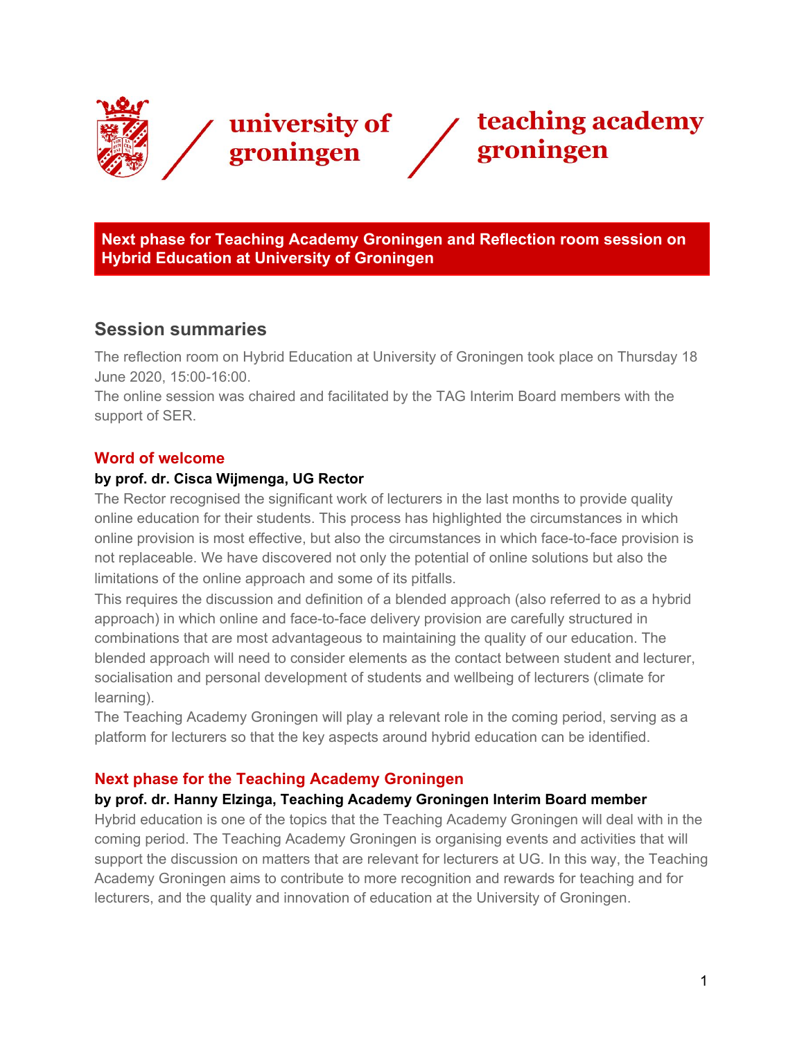university of groningen / teaching academy groningen

# Next phase for Teaching Academy Groningen and Reflection room session on Hybrid Education at University of Groningen

## Session summaries

The reflection room on Hybrid Education at University of Groningen took place on Thursday 18 June 2020, 15:00-16:00.
The online session was chaired and facilitated by the TAG Interim Board members with the support of SER.

### Word of welcome

**by prof. dr. Cisca Wijmenga, UG Rector**

The Rector recognised the significant work of lecturers in the last months to provide quality online education for their students. This process has highlighted the circumstances in which online provision is most effective, but also the circumstances in which face-to-face provision is not replaceable. We have discovered not only the potential of online solutions but also the limitations of the online approach and some of its pitfalls.
This requires the discussion and definition of a blended approach (also referred to as a hybrid approach) in which online and face-to-face delivery provision are carefully structured in combinations that are most advantageous to maintaining the quality of our education. The blended approach will need to consider elements as the contact between student and lecturer, socialisation and personal development of students and wellbeing of lecturers (climate for learning).
The Teaching Academy Groningen will play a relevant role in the coming period, serving as a platform for lecturers so that the key aspects around hybrid education can be identified.

### Next phase for the Teaching Academy Groningen

**by prof. dr. Hanny Elzinga, Teaching Academy Groningen Interim Board member**

Hybrid education is one of the topics that the Teaching Academy Groningen will deal with in the coming period. The Teaching Academy Groningen is organising events and activities that will support the discussion on matters that are relevant for lecturers at UG. In this way, the Teaching Academy Groningen aims to contribute to more recognition and rewards for teaching and for lecturers, and the quality and innovation of education at the University of Groningen.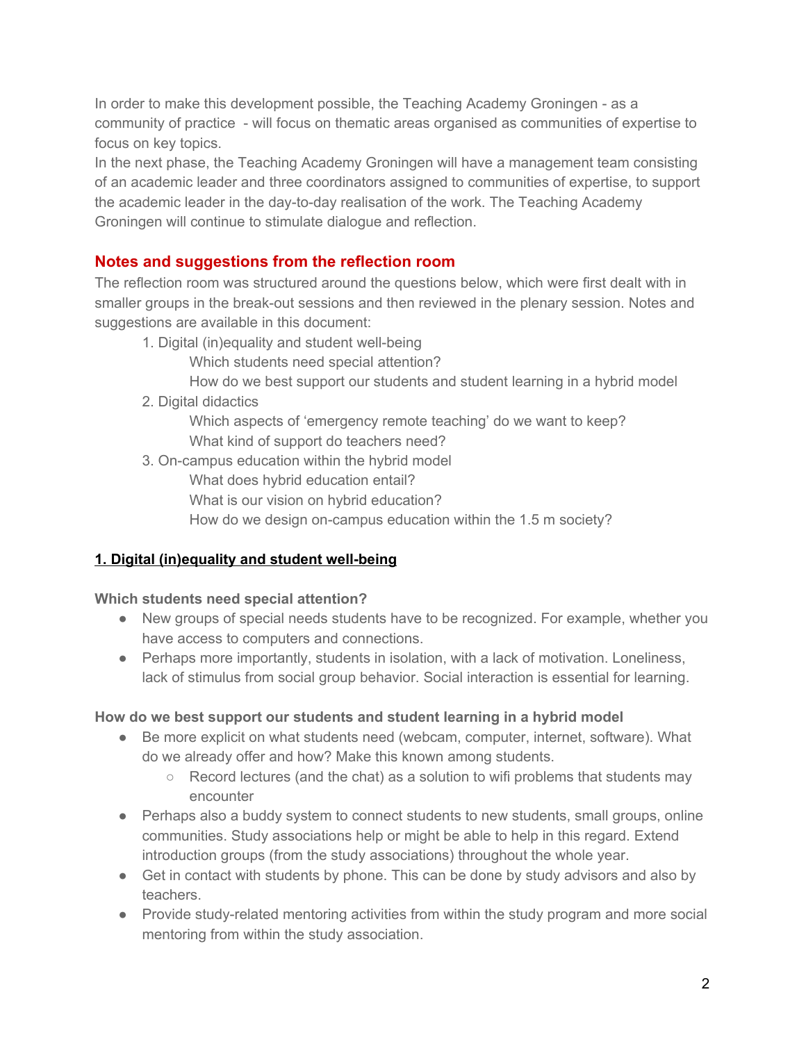In order to make this development possible, the Teaching Academy Groningen - as a community of practice - will focus on thematic areas organised as communities of expertise to focus on key topics.
In the next phase, the Teaching Academy Groningen will have a management team consisting of an academic leader and three coordinators assigned to communities of expertise, to support the academic leader in the day-to-day realisation of the work. The Teaching Academy Groningen will continue to stimulate dialogue and reflection.

## Notes and suggestions from the reflection room

The reflection room was structured around the questions below, which were first dealt with in smaller groups in the break-out sessions and then reviewed in the plenary session. Notes and suggestions are available in this document:

1. Digital (in)equality and student well-being
    - Which students need special attention?
    - How do we best support our students and student learning in a hybrid model
2. Digital didactics
    - Which aspects of 'emergency remote teaching' do we want to keep?
    - What kind of support do teachers need?
3. On-campus education within the hybrid model
    - What does hybrid education entail?
    - What is our vision on hybrid education?
    - How do we design on-campus education within the 1.5 m society?

### 1. Digital (in)equality and student well-being

**Which students need special attention?**

- New groups of special needs students have to be recognized. For example, whether you have access to computers and connections.
- Perhaps more importantly, students in isolation, with a lack of motivation. Loneliness, lack of stimulus from social group behavior. Social interaction is essential for learning.

**How do we best support our students and student learning in a hybrid model**

- Be more explicit on what students need (webcam, computer, internet, software). What do we already offer and how? Make this known among students.
    - Record lectures (and the chat) as a solution to wifi problems that students may encounter
- Perhaps also a buddy system to connect students to new students, small groups, online communities. Study associations help or might be able to help in this regard. Extend introduction groups (from the study associations) throughout the whole year.
- Get in contact with students by phone. This can be done by study advisors and also by teachers.
- Provide study-related mentoring activities from within the study program and more social mentoring from within the study association.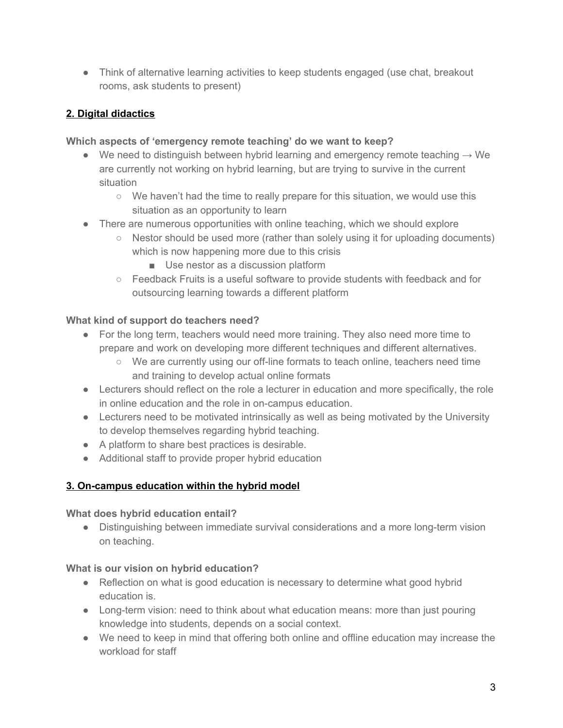- Think of alternative learning activities to keep students engaged (use chat, breakout rooms, ask students to present)

## 2. Digital didactics

**Which aspects of 'emergency remote teaching' do we want to keep?**

- We need to distinguish between hybrid learning and emergency remote teaching → We are currently not working on hybrid learning, but are trying to survive in the current situation
    - We haven't had the time to really prepare for this situation, we would use this situation as an opportunity to learn
- There are numerous opportunities with online teaching, which we should explore
    - Nestor should be used more (rather than solely using it for uploading documents) which is now happening more due to this crisis
        - Use nestor as a discussion platform
    - Feedback Fruits is a useful software to provide students with feedback and for outsourcing learning towards a different platform

**What kind of support do teachers need?**

- For the long term, teachers would need more training. They also need more time to prepare and work on developing more different techniques and different alternatives.
    - We are currently using our off-line formats to teach online, teachers need time and training to develop actual online formats
- Lecturers should reflect on the role a lecturer in education and more specifically, the role in online education and the role in on-campus education.
- Lecturers need to be motivated intrinsically as well as being motivated by the University to develop themselves regarding hybrid teaching.
- A platform to share best practices is desirable.
- Additional staff to provide proper hybrid education

## 3. On-campus education within the hybrid model

**What does hybrid education entail?**

- Distinguishing between immediate survival considerations and a more long-term vision on teaching.

**What is our vision on hybrid education?**

- Reflection on what is good education is necessary to determine what good hybrid education is.
- Long-term vision: need to think about what education means: more than just pouring knowledge into students, depends on a social context.
- We need to keep in mind that offering both online and offline education may increase the workload for staff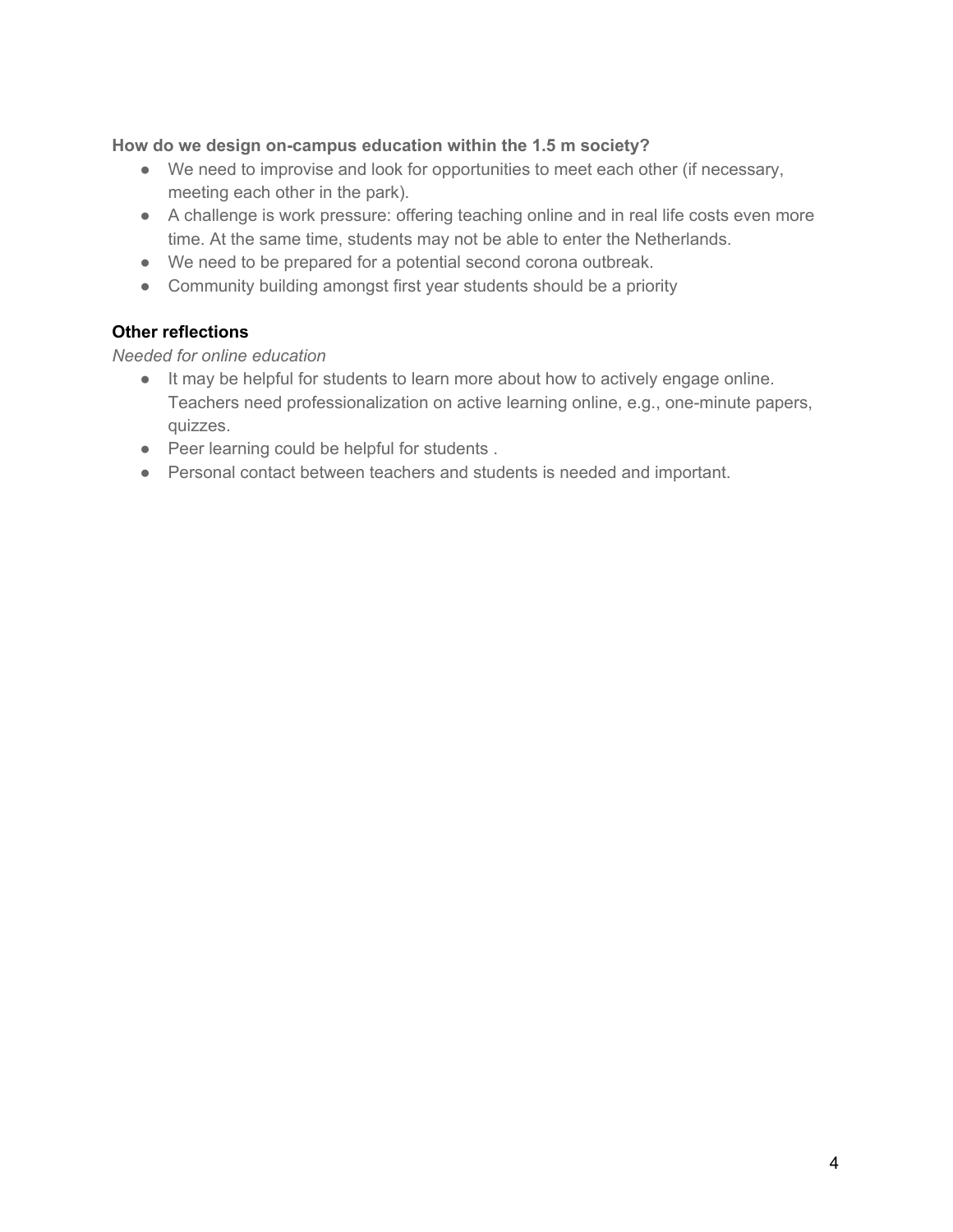**How do we design on-campus education within the 1.5 m society?**

- We need to improvise and look for opportunities to meet each other (if necessary, meeting each other in the park).
- A challenge is work pressure: offering teaching online and in real life costs even more time. At the same time, students may not be able to enter the Netherlands.
- We need to be prepared for a potential second corona outbreak.
- Community building amongst first year students should be a priority

### Other reflections

*Needed for online education*

- It may be helpful for students to learn more about how to actively engage online. Teachers need professionalization on active learning online, e.g., one-minute papers, quizzes.
- Peer learning could be helpful for students .
- Personal contact between teachers and students is needed and important.